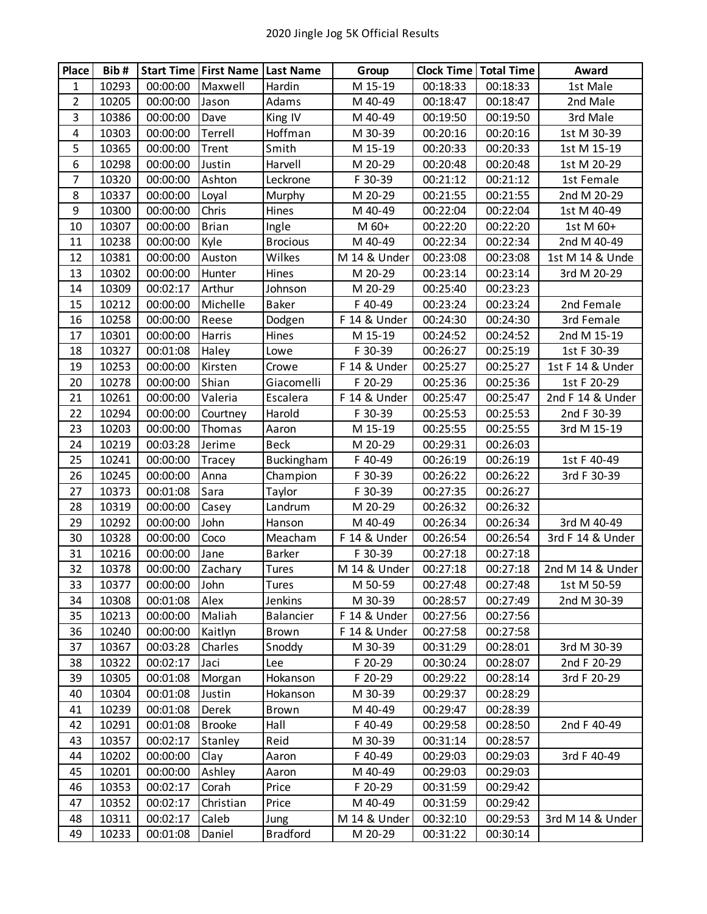# 2020 Jingle Jog 5K Official Results

| Place | Bib # | Start Time | First Name | Last Name | Group | Clock Time | Total Time | Award |
|---|---|---|---|---|---|---|---|---|
| 1 | 10293 | 00:00:00 | Maxwell | Hardin | M 15-19 | 00:18:33 | 00:18:33 | 1st Male |
| 2 | 10205 | 00:00:00 | Jason | Adams | M 40-49 | 00:18:47 | 00:18:47 | 2nd Male |
| 3 | 10386 | 00:00:00 | Dave | King IV | M 40-49 | 00:19:50 | 00:19:50 | 3rd Male |
| 4 | 10303 | 00:00:00 | Terrell | Hoffman | M 30-39 | 00:20:16 | 00:20:16 | 1st M 30-39 |
| 5 | 10365 | 00:00:00 | Trent | Smith | M 15-19 | 00:20:33 | 00:20:33 | 1st M 15-19 |
| 6 | 10298 | 00:00:00 | Justin | Harvell | M 20-29 | 00:20:48 | 00:20:48 | 1st M 20-29 |
| 7 | 10320 | 00:00:00 | Ashton | Leckrone | F 30-39 | 00:21:12 | 00:21:12 | 1st Female |
| 8 | 10337 | 00:00:00 | Loyal | Murphy | M 20-29 | 00:21:55 | 00:21:55 | 2nd M 20-29 |
| 9 | 10300 | 00:00:00 | Chris | Hines | M 40-49 | 00:22:04 | 00:22:04 | 1st M 40-49 |
| 10 | 10307 | 00:00:00 | Brian | Ingle | M 60+ | 00:22:20 | 00:22:20 | 1st M 60+ |
| 11 | 10238 | 00:00:00 | Kyle | Brocious | M 40-49 | 00:22:34 | 00:22:34 | 2nd M 40-49 |
| 12 | 10381 | 00:00:00 | Auston | Wilkes | M 14 & Under | 00:23:08 | 00:23:08 | 1st M 14 & Unde |
| 13 | 10302 | 00:00:00 | Hunter | Hines | M 20-29 | 00:23:14 | 00:23:14 | 3rd M 20-29 |
| 14 | 10309 | 00:02:17 | Arthur | Johnson | M 20-29 | 00:25:40 | 00:23:23 | |
| 15 | 10212 | 00:00:00 | Michelle | Baker | F 40-49 | 00:23:24 | 00:23:24 | 2nd Female |
| 16 | 10258 | 00:00:00 | Reese | Dodgen | F 14 & Under | 00:24:30 | 00:24:30 | 3rd Female |
| 17 | 10301 | 00:00:00 | Harris | Hines | M 15-19 | 00:24:52 | 00:24:52 | 2nd M 15-19 |
| 18 | 10327 | 00:01:08 | Haley | Lowe | F 30-39 | 00:26:27 | 00:25:19 | 1st F 30-39 |
| 19 | 10253 | 00:00:00 | Kirsten | Crowe | F 14 & Under | 00:25:27 | 00:25:27 | 1st F 14 & Under |
| 20 | 10278 | 00:00:00 | Shian | Giacomelli | F 20-29 | 00:25:36 | 00:25:36 | 1st F 20-29 |
| 21 | 10261 | 00:00:00 | Valeria | Escalera | F 14 & Under | 00:25:47 | 00:25:47 | 2nd F 14 & Under |
| 22 | 10294 | 00:00:00 | Courtney | Harold | F 30-39 | 00:25:53 | 00:25:53 | 2nd F 30-39 |
| 23 | 10203 | 00:00:00 | Thomas | Aaron | M 15-19 | 00:25:55 | 00:25:55 | 3rd M 15-19 |
| 24 | 10219 | 00:03:28 | Jerime | Beck | M 20-29 | 00:29:31 | 00:26:03 | |
| 25 | 10241 | 00:00:00 | Tracey | Buckingham | F 40-49 | 00:26:19 | 00:26:19 | 1st F 40-49 |
| 26 | 10245 | 00:00:00 | Anna | Champion | F 30-39 | 00:26:22 | 00:26:22 | 3rd F 30-39 |
| 27 | 10373 | 00:01:08 | Sara | Taylor | F 30-39 | 00:27:35 | 00:26:27 | |
| 28 | 10319 | 00:00:00 | Casey | Landrum | M 20-29 | 00:26:32 | 00:26:32 | |
| 29 | 10292 | 00:00:00 | John | Hanson | M 40-49 | 00:26:34 | 00:26:34 | 3rd M 40-49 |
| 30 | 10328 | 00:00:00 | Coco | Meacham | F 14 & Under | 00:26:54 | 00:26:54 | 3rd F 14 & Under |
| 31 | 10216 | 00:00:00 | Jane | Barker | F 30-39 | 00:27:18 | 00:27:18 | |
| 32 | 10378 | 00:00:00 | Zachary | Tures | M 14 & Under | 00:27:18 | 00:27:18 | 2nd M 14 & Under |
| 33 | 10377 | 00:00:00 | John | Tures | M 50-59 | 00:27:48 | 00:27:48 | 1st M 50-59 |
| 34 | 10308 | 00:01:08 | Alex | Jenkins | M 30-39 | 00:28:57 | 00:27:49 | 2nd M 30-39 |
| 35 | 10213 | 00:00:00 | Maliah | Balancier | F 14 & Under | 00:27:56 | 00:27:56 | |
| 36 | 10240 | 00:00:00 | Kaitlyn | Brown | F 14 & Under | 00:27:58 | 00:27:58 | |
| 37 | 10367 | 00:03:28 | Charles | Snoddy | M 30-39 | 00:31:29 | 00:28:01 | 3rd M 30-39 |
| 38 | 10322 | 00:02:17 | Jaci | Lee | F 20-29 | 00:30:24 | 00:28:07 | 2nd F 20-29 |
| 39 | 10305 | 00:01:08 | Morgan | Hokanson | F 20-29 | 00:29:22 | 00:28:14 | 3rd F 20-29 |
| 40 | 10304 | 00:01:08 | Justin | Hokanson | M 30-39 | 00:29:37 | 00:28:29 | |
| 41 | 10239 | 00:01:08 | Derek | Brown | M 40-49 | 00:29:47 | 00:28:39 | |
| 42 | 10291 | 00:01:08 | Brooke | Hall | F 40-49 | 00:29:58 | 00:28:50 | 2nd F 40-49 |
| 43 | 10357 | 00:02:17 | Stanley | Reid | M 30-39 | 00:31:14 | 00:28:57 | |
| 44 | 10202 | 00:00:00 | Clay | Aaron | F 40-49 | 00:29:03 | 00:29:03 | 3rd F 40-49 |
| 45 | 10201 | 00:00:00 | Ashley | Aaron | M 40-49 | 00:29:03 | 00:29:03 | |
| 46 | 10353 | 00:02:17 | Corah | Price | F 20-29 | 00:31:59 | 00:29:42 | |
| 47 | 10352 | 00:02:17 | Christian | Price | M 40-49 | 00:31:59 | 00:29:42 | |
| 48 | 10311 | 00:02:17 | Caleb | Jung | M 14 & Under | 00:32:10 | 00:29:53 | 3rd M 14 & Under |
| 49 | 10233 | 00:01:08 | Daniel | Bradford | M 20-29 | 00:31:22 | 00:30:14 | |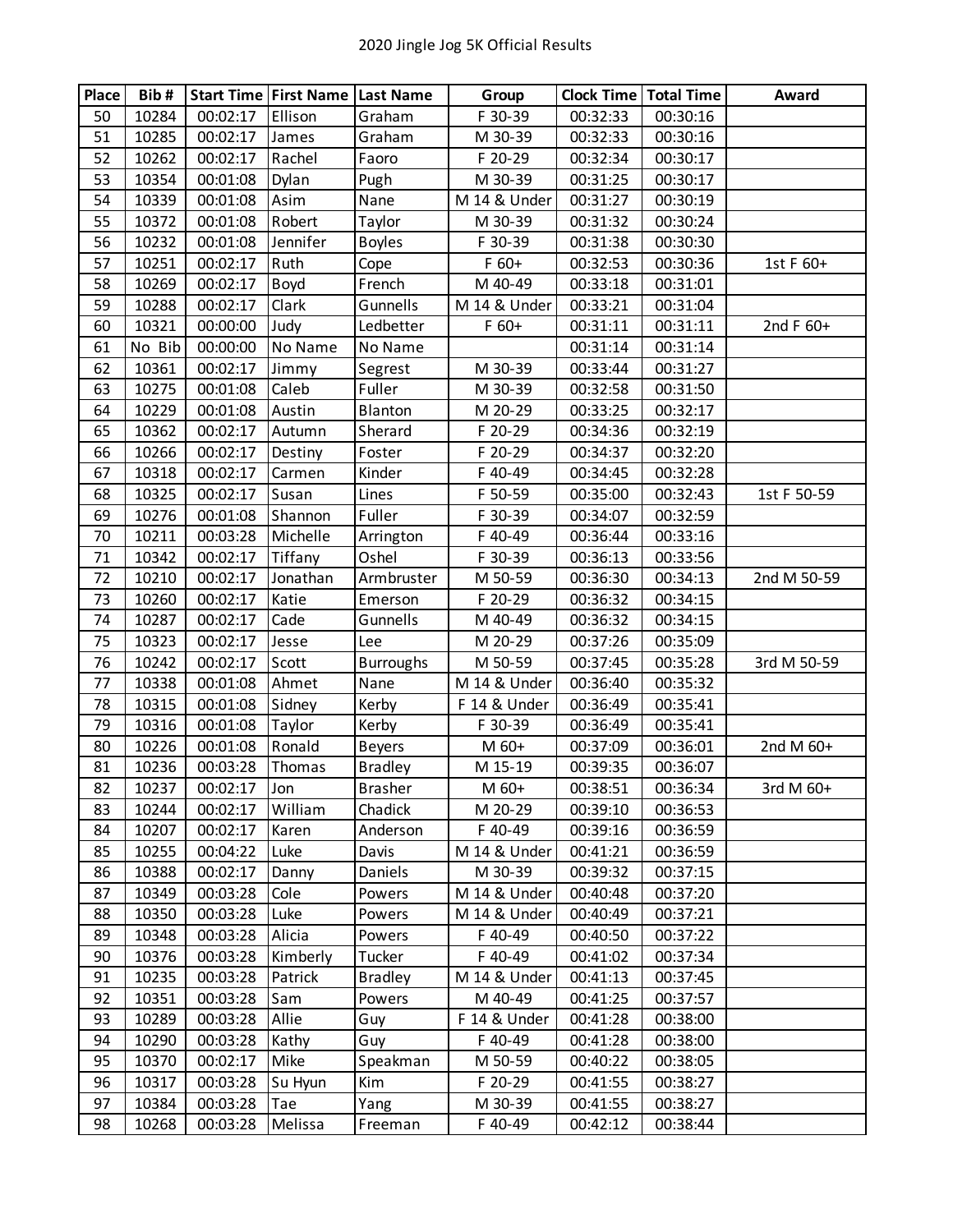2020 Jingle Jog 5K Official Results

| Place | Bib # | Start Time | First Name | Last Name | Group | Clock Time | Total Time | Award |
|---|---|---|---|---|---|---|---|---|
| 50 | 10284 | 00:02:17 | Ellison | Graham | F 30-39 | 00:32:33 | 00:30:16 | |
| 51 | 10285 | 00:02:17 | James | Graham | M 30-39 | 00:32:33 | 00:30:16 | |
| 52 | 10262 | 00:02:17 | Rachel | Faoro | F 20-29 | 00:32:34 | 00:30:17 | |
| 53 | 10354 | 00:01:08 | Dylan | Pugh | M 30-39 | 00:31:25 | 00:30:17 | |
| 54 | 10339 | 00:01:08 | Asim | Nane | M 14 & Under | 00:31:27 | 00:30:19 | |
| 55 | 10372 | 00:01:08 | Robert | Taylor | M 30-39 | 00:31:32 | 00:30:24 | |
| 56 | 10232 | 00:01:08 | Jennifer | Boyles | F 30-39 | 00:31:38 | 00:30:30 | |
| 57 | 10251 | 00:02:17 | Ruth | Cope | F 60+ | 00:32:53 | 00:30:36 | 1st F 60+ |
| 58 | 10269 | 00:02:17 | Boyd | French | M 40-49 | 00:33:18 | 00:31:01 | |
| 59 | 10288 | 00:02:17 | Clark | Gunnells | M 14 & Under | 00:33:21 | 00:31:04 | |
| 60 | 10321 | 00:00:00 | Judy | Ledbetter | F 60+ | 00:31:11 | 00:31:11 | 2nd F 60+ |
| 61 | No Bib | 00:00:00 | No Name | No Name | | 00:31:14 | 00:31:14 | |
| 62 | 10361 | 00:02:17 | Jimmy | Segrest | M 30-39 | 00:33:44 | 00:31:27 | |
| 63 | 10275 | 00:01:08 | Caleb | Fuller | M 30-39 | 00:32:58 | 00:31:50 | |
| 64 | 10229 | 00:01:08 | Austin | Blanton | M 20-29 | 00:33:25 | 00:32:17 | |
| 65 | 10362 | 00:02:17 | Autumn | Sherard | F 20-29 | 00:34:36 | 00:32:19 | |
| 66 | 10266 | 00:02:17 | Destiny | Foster | F 20-29 | 00:34:37 | 00:32:20 | |
| 67 | 10318 | 00:02:17 | Carmen | Kinder | F 40-49 | 00:34:45 | 00:32:28 | |
| 68 | 10325 | 00:02:17 | Susan | Lines | F 50-59 | 00:35:00 | 00:32:43 | 1st F 50-59 |
| 69 | 10276 | 00:01:08 | Shannon | Fuller | F 30-39 | 00:34:07 | 00:32:59 | |
| 70 | 10211 | 00:03:28 | Michelle | Arrington | F 40-49 | 00:36:44 | 00:33:16 | |
| 71 | 10342 | 00:02:17 | Tiffany | Oshel | F 30-39 | 00:36:13 | 00:33:56 | |
| 72 | 10210 | 00:02:17 | Jonathan | Armbruster | M 50-59 | 00:36:30 | 00:34:13 | 2nd M 50-59 |
| 73 | 10260 | 00:02:17 | Katie | Emerson | F 20-29 | 00:36:32 | 00:34:15 | |
| 74 | 10287 | 00:02:17 | Cade | Gunnells | M 40-49 | 00:36:32 | 00:34:15 | |
| 75 | 10323 | 00:02:17 | Jesse | Lee | M 20-29 | 00:37:26 | 00:35:09 | |
| 76 | 10242 | 00:02:17 | Scott | Burroughs | M 50-59 | 00:37:45 | 00:35:28 | 3rd M 50-59 |
| 77 | 10338 | 00:01:08 | Ahmet | Nane | M 14 & Under | 00:36:40 | 00:35:32 | |
| 78 | 10315 | 00:01:08 | Sidney | Kerby | F 14 & Under | 00:36:49 | 00:35:41 | |
| 79 | 10316 | 00:01:08 | Taylor | Kerby | F 30-39 | 00:36:49 | 00:35:41 | |
| 80 | 10226 | 00:01:08 | Ronald | Beyers | M 60+ | 00:37:09 | 00:36:01 | 2nd M 60+ |
| 81 | 10236 | 00:03:28 | Thomas | Bradley | M 15-19 | 00:39:35 | 00:36:07 | |
| 82 | 10237 | 00:02:17 | Jon | Brasher | M 60+ | 00:38:51 | 00:36:34 | 3rd M 60+ |
| 83 | 10244 | 00:02:17 | William | Chadick | M 20-29 | 00:39:10 | 00:36:53 | |
| 84 | 10207 | 00:02:17 | Karen | Anderson | F 40-49 | 00:39:16 | 00:36:59 | |
| 85 | 10255 | 00:04:22 | Luke | Davis | M 14 & Under | 00:41:21 | 00:36:59 | |
| 86 | 10388 | 00:02:17 | Danny | Daniels | M 30-39 | 00:39:32 | 00:37:15 | |
| 87 | 10349 | 00:03:28 | Cole | Powers | M 14 & Under | 00:40:48 | 00:37:20 | |
| 88 | 10350 | 00:03:28 | Luke | Powers | M 14 & Under | 00:40:49 | 00:37:21 | |
| 89 | 10348 | 00:03:28 | Alicia | Powers | F 40-49 | 00:40:50 | 00:37:22 | |
| 90 | 10376 | 00:03:28 | Kimberly | Tucker | F 40-49 | 00:41:02 | 00:37:34 | |
| 91 | 10235 | 00:03:28 | Patrick | Bradley | M 14 & Under | 00:41:13 | 00:37:45 | |
| 92 | 10351 | 00:03:28 | Sam | Powers | M 40-49 | 00:41:25 | 00:37:57 | |
| 93 | 10289 | 00:03:28 | Allie | Guy | F 14 & Under | 00:41:28 | 00:38:00 | |
| 94 | 10290 | 00:03:28 | Kathy | Guy | F 40-49 | 00:41:28 | 00:38:00 | |
| 95 | 10370 | 00:02:17 | Mike | Speakman | M 50-59 | 00:40:22 | 00:38:05 | |
| 96 | 10317 | 00:03:28 | Su Hyun | Kim | F 20-29 | 00:41:55 | 00:38:27 | |
| 97 | 10384 | 00:03:28 | Tae | Yang | M 30-39 | 00:41:55 | 00:38:27 | |
| 98 | 10268 | 00:03:28 | Melissa | Freeman | F 40-49 | 00:42:12 | 00:38:44 | |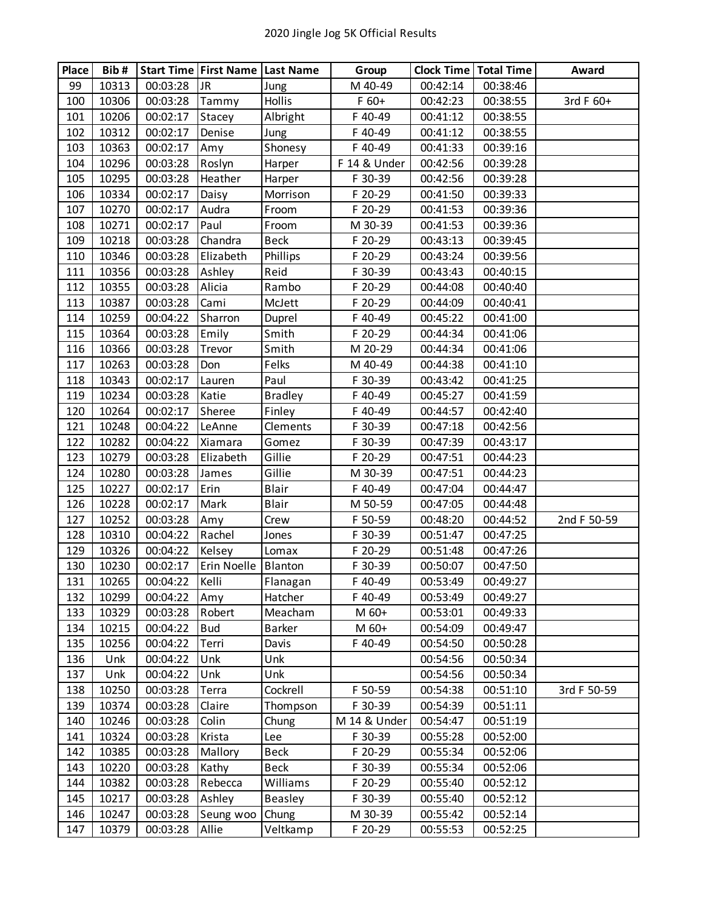# 2020 Jingle Jog 5K Official Results

| Place | Bib # | Start Time | First Name | Last Name | Group | Clock Time | Total Time | Award |
|---|---|---|---|---|---|---|---|---|
| 99 | 10313 | 00:03:28 | JR | Jung | M 40-49 | 00:42:14 | 00:38:46 | |
| 100 | 10306 | 00:03:28 | Tammy | Hollis | F 60+ | 00:42:23 | 00:38:55 | 3rd F 60+ |
| 101 | 10206 | 00:02:17 | Stacey | Albright | F 40-49 | 00:41:12 | 00:38:55 | |
| 102 | 10312 | 00:02:17 | Denise | Jung | F 40-49 | 00:41:12 | 00:38:55 | |
| 103 | 10363 | 00:02:17 | Amy | Shonesy | F 40-49 | 00:41:33 | 00:39:16 | |
| 104 | 10296 | 00:03:28 | Roslyn | Harper | F 14 & Under | 00:42:56 | 00:39:28 | |
| 105 | 10295 | 00:03:28 | Heather | Harper | F 30-39 | 00:42:56 | 00:39:28 | |
| 106 | 10334 | 00:02:17 | Daisy | Morrison | F 20-29 | 00:41:50 | 00:39:33 | |
| 107 | 10270 | 00:02:17 | Audra | Froom | F 20-29 | 00:41:53 | 00:39:36 | |
| 108 | 10271 | 00:02:17 | Paul | Froom | M 30-39 | 00:41:53 | 00:39:36 | |
| 109 | 10218 | 00:03:28 | Chandra | Beck | F 20-29 | 00:43:13 | 00:39:45 | |
| 110 | 10346 | 00:03:28 | Elizabeth | Phillips | F 20-29 | 00:43:24 | 00:39:56 | |
| 111 | 10356 | 00:03:28 | Ashley | Reid | F 30-39 | 00:43:43 | 00:40:15 | |
| 112 | 10355 | 00:03:28 | Alicia | Rambo | F 20-29 | 00:44:08 | 00:40:40 | |
| 113 | 10387 | 00:03:28 | Cami | McJett | F 20-29 | 00:44:09 | 00:40:41 | |
| 114 | 10259 | 00:04:22 | Sharron | Duprel | F 40-49 | 00:45:22 | 00:41:00 | |
| 115 | 10364 | 00:03:28 | Emily | Smith | F 20-29 | 00:44:34 | 00:41:06 | |
| 116 | 10366 | 00:03:28 | Trevor | Smith | M 20-29 | 00:44:34 | 00:41:06 | |
| 117 | 10263 | 00:03:28 | Don | Felks | M 40-49 | 00:44:38 | 00:41:10 | |
| 118 | 10343 | 00:02:17 | Lauren | Paul | F 30-39 | 00:43:42 | 00:41:25 | |
| 119 | 10234 | 00:03:28 | Katie | Bradley | F 40-49 | 00:45:27 | 00:41:59 | |
| 120 | 10264 | 00:02:17 | Sheree | Finley | F 40-49 | 00:44:57 | 00:42:40 | |
| 121 | 10248 | 00:04:22 | LeAnne | Clements | F 30-39 | 00:47:18 | 00:42:56 | |
| 122 | 10282 | 00:04:22 | Xiamara | Gomez | F 30-39 | 00:47:39 | 00:43:17 | |
| 123 | 10279 | 00:03:28 | Elizabeth | Gillie | F 20-29 | 00:47:51 | 00:44:23 | |
| 124 | 10280 | 00:03:28 | James | Gillie | M 30-39 | 00:47:51 | 00:44:23 | |
| 125 | 10227 | 00:02:17 | Erin | Blair | F 40-49 | 00:47:04 | 00:44:47 | |
| 126 | 10228 | 00:02:17 | Mark | Blair | M 50-59 | 00:47:05 | 00:44:48 | |
| 127 | 10252 | 00:03:28 | Amy | Crew | F 50-59 | 00:48:20 | 00:44:52 | 2nd F 50-59 |
| 128 | 10310 | 00:04:22 | Rachel | Jones | F 30-39 | 00:51:47 | 00:47:25 | |
| 129 | 10326 | 00:04:22 | Kelsey | Lomax | F 20-29 | 00:51:48 | 00:47:26 | |
| 130 | 10230 | 00:02:17 | Erin Noelle | Blanton | F 30-39 | 00:50:07 | 00:47:50 | |
| 131 | 10265 | 00:04:22 | Kelli | Flanagan | F 40-49 | 00:53:49 | 00:49:27 | |
| 132 | 10299 | 00:04:22 | Amy | Hatcher | F 40-49 | 00:53:49 | 00:49:27 | |
| 133 | 10329 | 00:03:28 | Robert | Meacham | M 60+ | 00:53:01 | 00:49:33 | |
| 134 | 10215 | 00:04:22 | Bud | Barker | M 60+ | 00:54:09 | 00:49:47 | |
| 135 | 10256 | 00:04:22 | Terri | Davis | F 40-49 | 00:54:50 | 00:50:28 | |
| 136 | Unk | 00:04:22 | Unk | Unk | | 00:54:56 | 00:50:34 | |
| 137 | Unk | 00:04:22 | Unk | Unk | | 00:54:56 | 00:50:34 | |
| 138 | 10250 | 00:03:28 | Terra | Cockrell | F 50-59 | 00:54:38 | 00:51:10 | 3rd F 50-59 |
| 139 | 10374 | 00:03:28 | Claire | Thompson | F 30-39 | 00:54:39 | 00:51:11 | |
| 140 | 10246 | 00:03:28 | Colin | Chung | M 14 & Under | 00:54:47 | 00:51:19 | |
| 141 | 10324 | 00:03:28 | Krista | Lee | F 30-39 | 00:55:28 | 00:52:00 | |
| 142 | 10385 | 00:03:28 | Mallory | Beck | F 20-29 | 00:55:34 | 00:52:06 | |
| 143 | 10220 | 00:03:28 | Kathy | Beck | F 30-39 | 00:55:34 | 00:52:06 | |
| 144 | 10382 | 00:03:28 | Rebecca | Williams | F 20-29 | 00:55:40 | 00:52:12 | |
| 145 | 10217 | 00:03:28 | Ashley | Beasley | F 30-39 | 00:55:40 | 00:52:12 | |
| 146 | 10247 | 00:03:28 | Seung woo | Chung | M 30-39 | 00:55:42 | 00:52:14 | |
| 147 | 10379 | 00:03:28 | Allie | Veltkamp | F 20-29 | 00:55:53 | 00:52:25 | |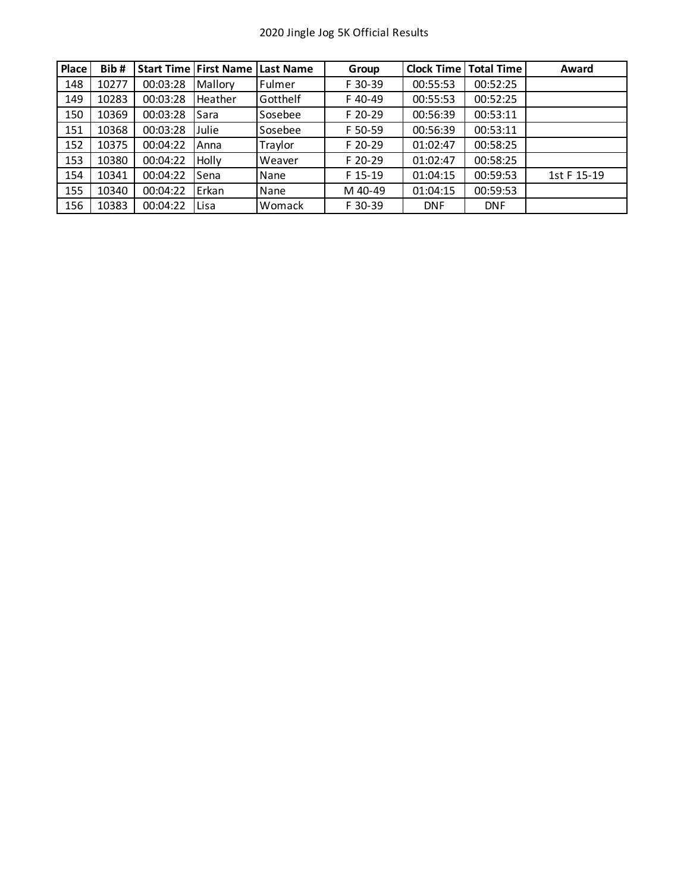2020 Jingle Jog 5K Official Results

| Place | Bib # | Start Time | First Name | Last Name | Group | Clock Time | Total Time | Award |
|---|---|---|---|---|---|---|---|---|
| 148 | 10277 | 00:03:28 | Mallory | Fulmer | F 30-39 | 00:55:53 | 00:52:25 | |
| 149 | 10283 | 00:03:28 | Heather | Gotthelf | F 40-49 | 00:55:53 | 00:52:25 | |
| 150 | 10369 | 00:03:28 | Sara | Sosebee | F 20-29 | 00:56:39 | 00:53:11 | |
| 151 | 10368 | 00:03:28 | Julie | Sosebee | F 50-59 | 00:56:39 | 00:53:11 | |
| 152 | 10375 | 00:04:22 | Anna | Traylor | F 20-29 | 01:02:47 | 00:58:25 | |
| 153 | 10380 | 00:04:22 | Holly | Weaver | F 20-29 | 01:02:47 | 00:58:25 | |
| 154 | 10341 | 00:04:22 | Sena | Nane | F 15-19 | 01:04:15 | 00:59:53 | 1st F 15-19 |
| 155 | 10340 | 00:04:22 | Erkan | Nane | M 40-49 | 01:04:15 | 00:59:53 | |
| 156 | 10383 | 00:04:22 | Lisa | Womack | F 30-39 | DNF | DNF | |